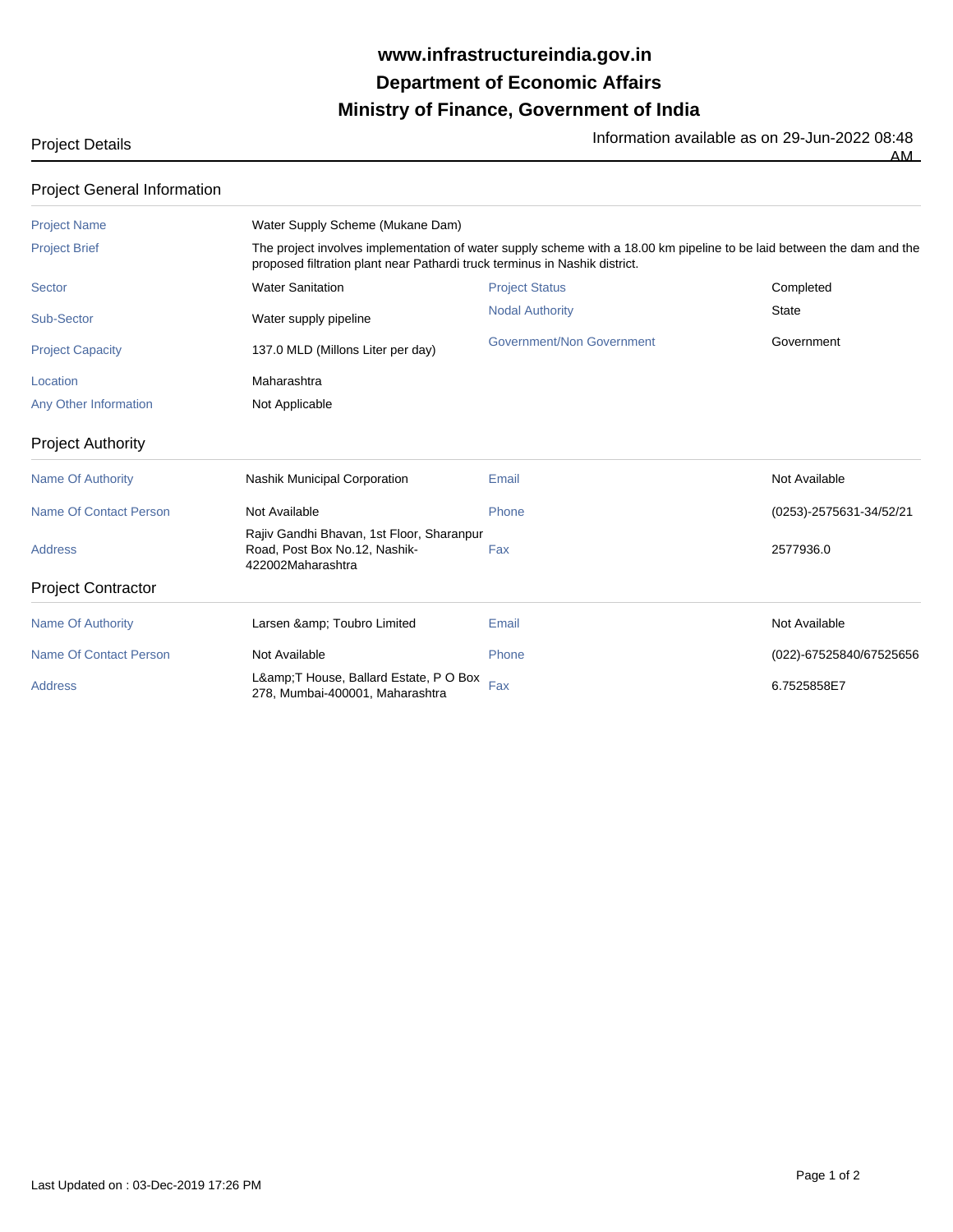# www.infrastructureindia.gov.in

# Department of Economic Affairs

# Ministry of Finance, Government of India

Project Details

Information available as on 29-Jun-2022 08:48 AM

## Project General Information

| | | | |
|---|---|---|---|
| Project Name | Water Supply Scheme (Mukane Dam) | | |
| Project Brief | The project involves implementation of water supply scheme with a 18.00 km pipeline to be laid between the dam and the proposed filtration plant near Pathardi truck terminus in Nashik district. | | |
| Sector | Water Sanitation | Project Status | Completed |
| Sub-Sector | Water supply pipeline | Nodal Authority | State |
| Project Capacity | 137.0 MLD (Millons Liter per day) | Government/Non Government | Government |
| Location | Maharashtra | | |
| Any Other Information | Not Applicable | | |

## Project Authority

| | | | |
|---|---|---|---|
| Name Of Authority | Nashik Municipal Corporation | Email | Not Available |
| Name Of Contact Person | Not Available | Phone | (0253)-2575631-34/52/21 |
| Address | Rajiv Gandhi Bhavan, 1st Floor, Sharanpur Road, Post Box No.12, Nashik-422002Maharashtra | Fax | 2577936.0 |

## Project Contractor

| | | | |
|---|---|---|---|
| Name Of Authority | Larsen &amp; Toubro Limited | Email | Not Available |
| Name Of Contact Person | Not Available | Phone | (022)-67525840/67525656 |
| Address | L&amp;T House, Ballard Estate, P O Box 278, Mumbai-400001, Maharashtra | Fax | 6.7525858E7 |

Last Updated on : 03-Dec-2019 17:26 PM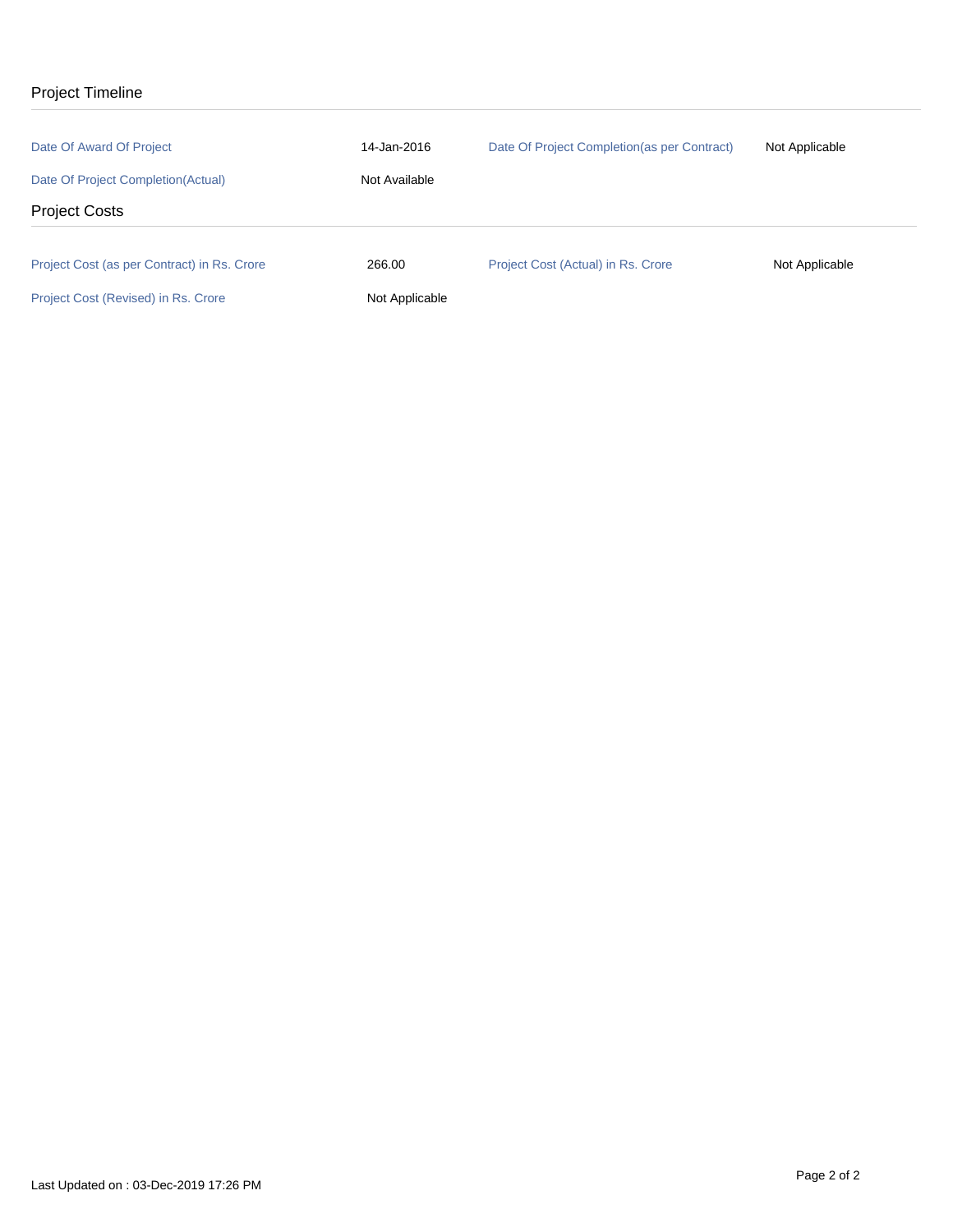## Project Timeline

| | | | |
|---|---|---|---|
| Date Of Award Of Project | 14-Jan-2016 | Date Of Project Completion(as per Contract) | Not Applicable |
| Date Of Project Completion(Actual) | Not Available | | |

## Project Costs

| | | | |
|---|---|---|---|
| Project Cost (as per Contract) in Rs. Crore | 266.00 | Project Cost (Actual) in Rs. Crore | Not Applicable |
| Project Cost (Revised) in Rs. Crore | Not Applicable | | |

Last Updated on : 03-Dec-2019 17:26 PM